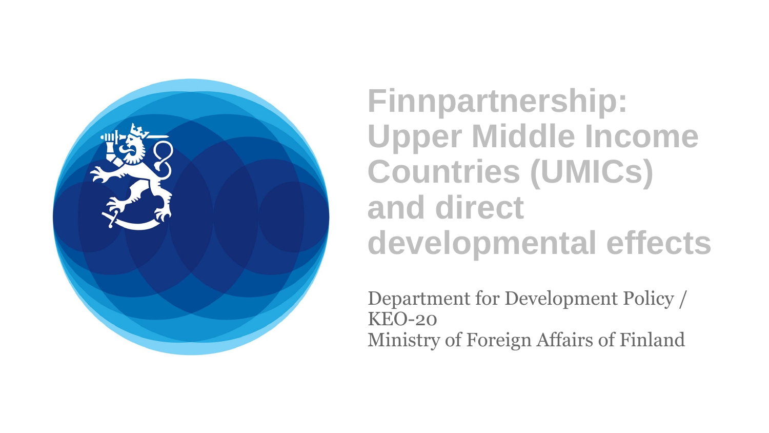# Finnpartnership: Upper Middle Income Countries (UMICs) and direct developmental effects

Department for Development Policy / KEO-20
Ministry of Foreign Affairs of Finland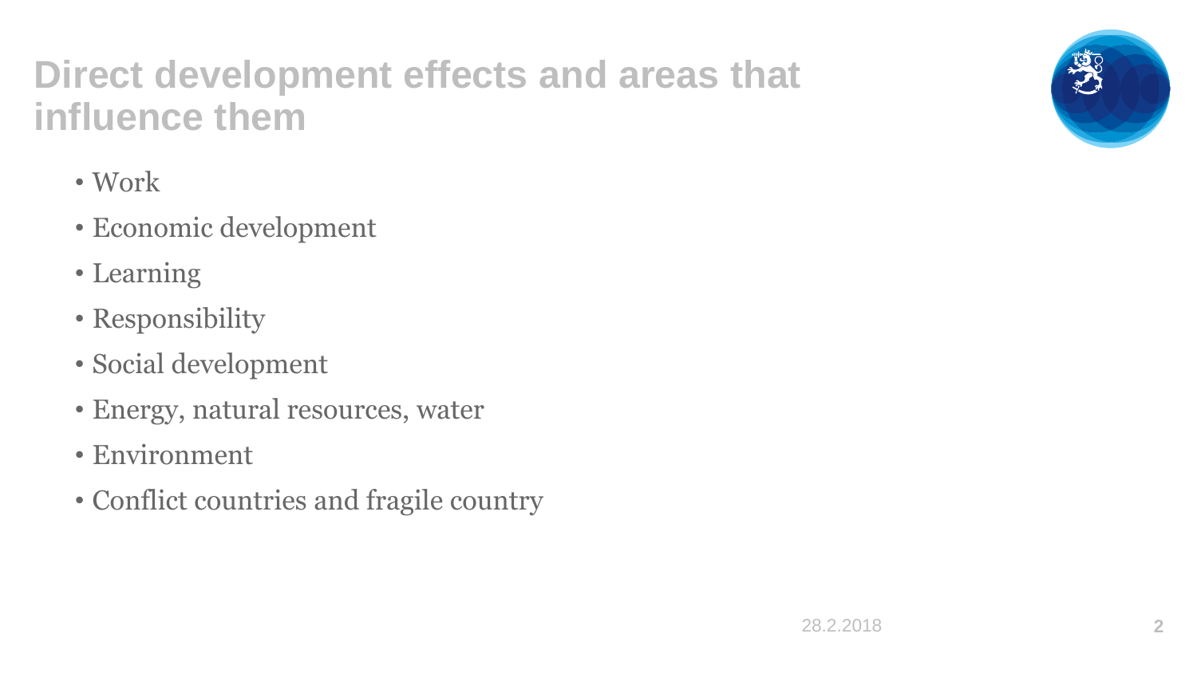# Direct development effects and areas that influence them

- Work
- Economic development
- Learning
- Responsibility
- Social development
- Energy, natural resources, water
- Environment
- Conflict countries and fragile country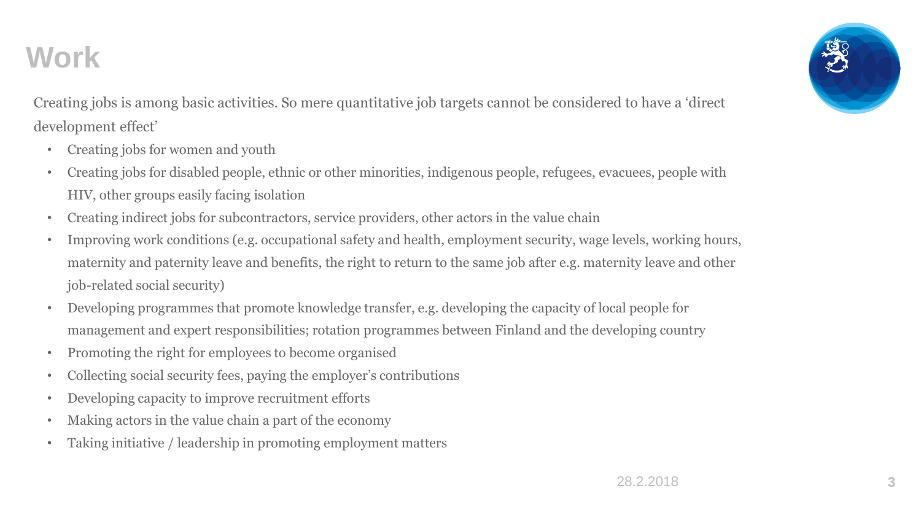# Work

Creating jobs is among basic activities. So mere quantitative job targets cannot be considered to have a 'direct development effect'

- Creating jobs for women and youth
- Creating jobs for disabled people, ethnic or other minorities, indigenous people, refugees, evacuees, people with HIV, other groups easily facing isolation
- Creating indirect jobs for subcontractors, service providers, other actors in the value chain
- Improving work conditions (e.g. occupational safety and health, employment security, wage levels, working hours, maternity and paternity leave and benefits, the right to return to the same job after e.g. maternity leave and other job-related social security)
- Developing programmes that promote knowledge transfer, e.g. developing the capacity of local people for management and expert responsibilities; rotation programmes between Finland and the developing country
- Promoting the right for employees to become organised
- Collecting social security fees, paying the employer's contributions
- Developing capacity to improve recruitment efforts
- Making actors in the value chain a part of the economy
- Taking initiative / leadership in promoting employment matters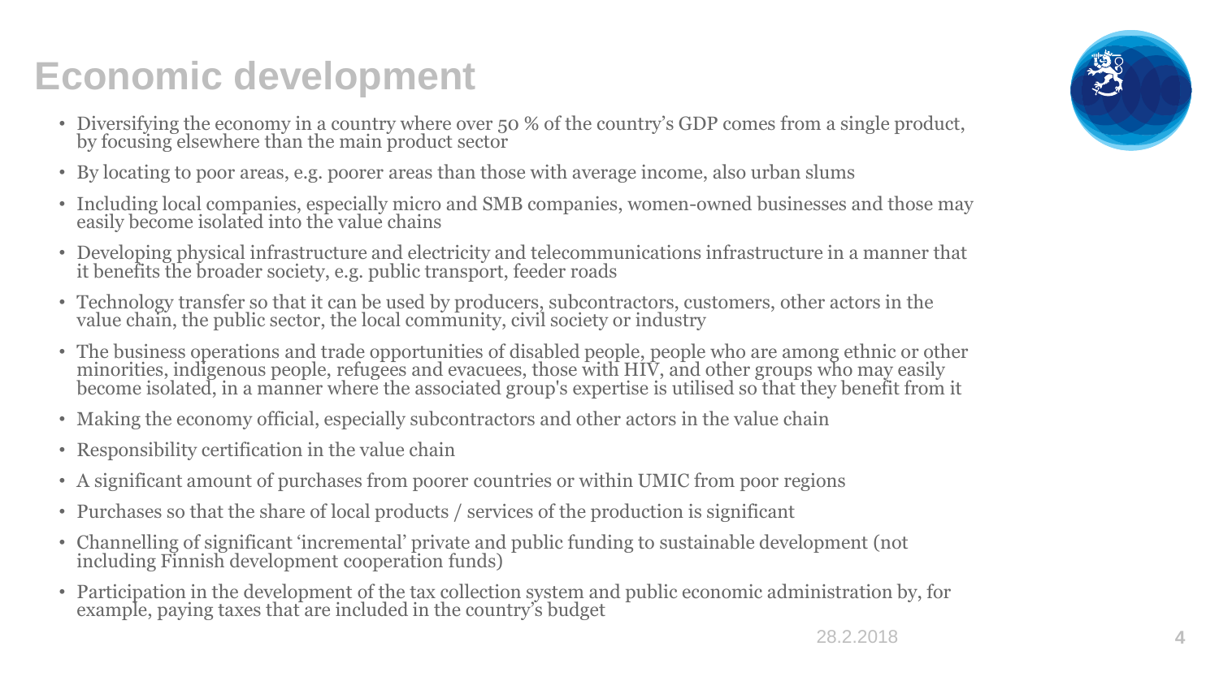# Economic development

- Diversifying the economy in a country where over 50 % of the country's GDP comes from a single product, by focusing elsewhere than the main product sector
- By locating to poor areas, e.g. poorer areas than those with average income, also urban slums
- Including local companies, especially micro and SMB companies, women-owned businesses and those may easily become isolated into the value chains
- Developing physical infrastructure and electricity and telecommunications infrastructure in a manner that it benefits the broader society, e.g. public transport, feeder roads
- Technology transfer so that it can be used by producers, subcontractors, customers, other actors in the value chain, the public sector, the local community, civil society or industry
- The business operations and trade opportunities of disabled people, people who are among ethnic or other minorities, indigenous people, refugees and evacuees, those with HIV, and other groups who may easily become isolated, in a manner where the associated group's expertise is utilised so that they benefit from it
- Making the economy official, especially subcontractors and other actors in the value chain
- Responsibility certification in the value chain
- A significant amount of purchases from poorer countries or within UMIC from poor regions
- Purchases so that the share of local products / services of the production is significant
- Channelling of significant 'incremental' private and public funding to sustainable development (not including Finnish development cooperation funds)
- Participation in the development of the tax collection system and public economic administration by, for example, paying taxes that are included in the country's budget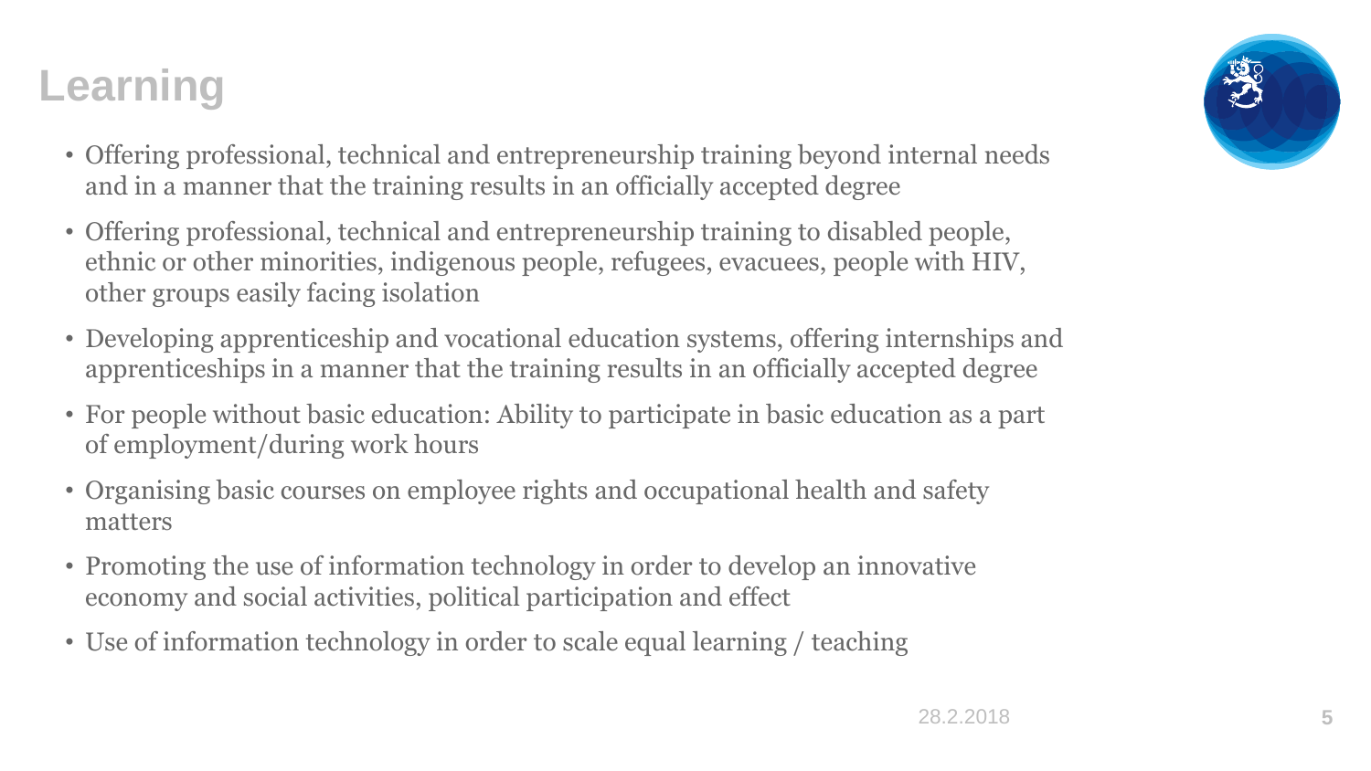# Learning

- Offering professional, technical and entrepreneurship training beyond internal needs and in a manner that the training results in an officially accepted degree
- Offering professional, technical and entrepreneurship training to disabled people, ethnic or other minorities, indigenous people, refugees, evacuees, people with HIV, other groups easily facing isolation
- Developing apprenticeship and vocational education systems, offering internships and apprenticeships in a manner that the training results in an officially accepted degree
- For people without basic education: Ability to participate in basic education as a part of employment/during work hours
- Organising basic courses on employee rights and occupational health and safety matters
- Promoting the use of information technology in order to develop an innovative economy and social activities, political participation and effect
- Use of information technology in order to scale equal learning / teaching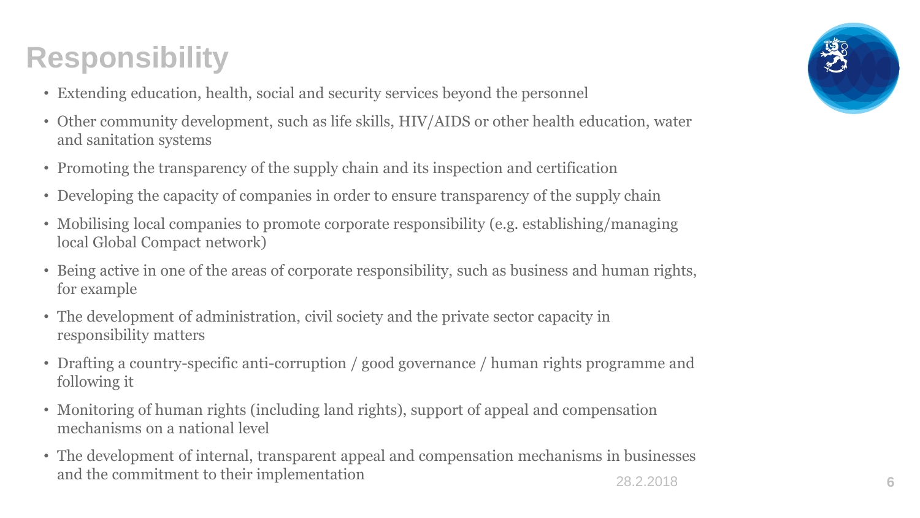# Responsibility

- Extending education, health, social and security services beyond the personnel
- Other community development, such as life skills, HIV/AIDS or other health education, water and sanitation systems
- Promoting the transparency of the supply chain and its inspection and certification
- Developing the capacity of companies in order to ensure transparency of the supply chain
- Mobilising local companies to promote corporate responsibility (e.g. establishing/managing local Global Compact network)
- Being active in one of the areas of corporate responsibility, such as business and human rights, for example
- The development of administration, civil society and the private sector capacity in responsibility matters
- Drafting a country-specific anti-corruption / good governance / human rights programme and following it
- Monitoring of human rights (including land rights), support of appeal and compensation mechanisms on a national level
- The development of internal, transparent appeal and compensation mechanisms in businesses and the commitment to their implementation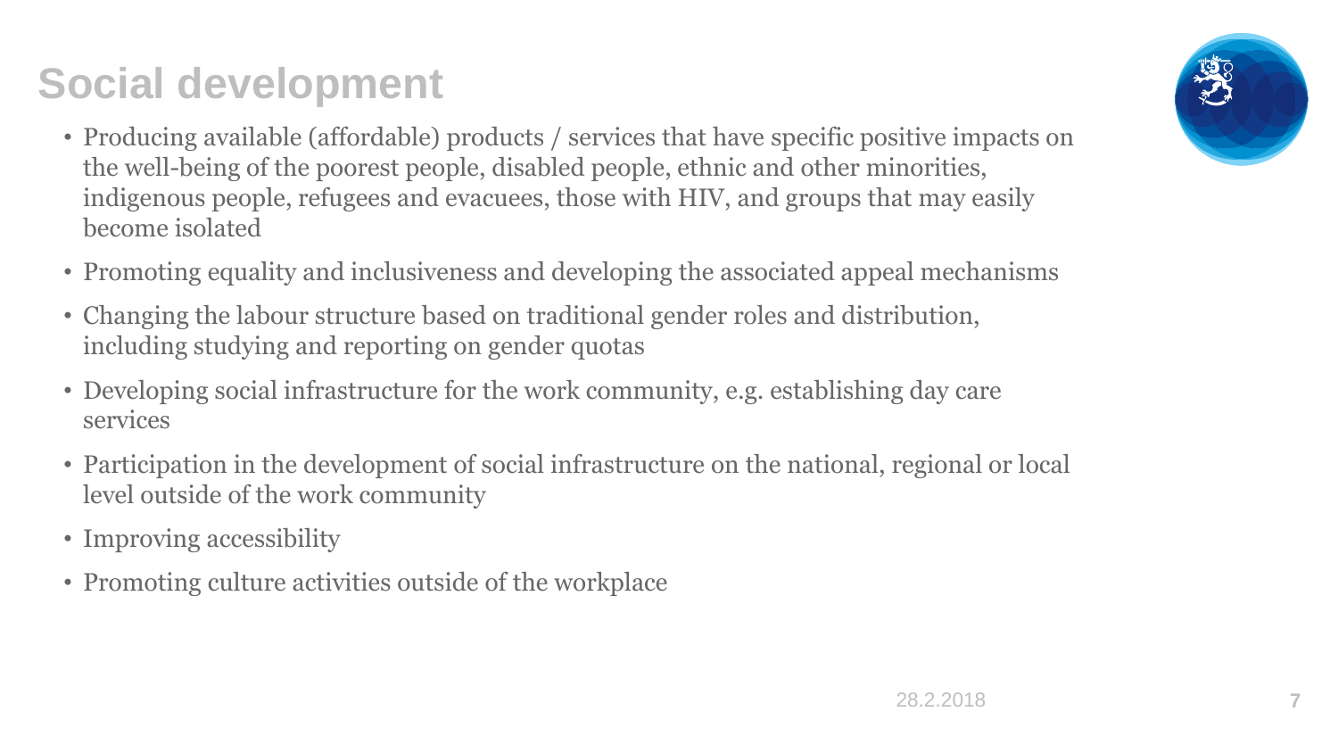# Social development

- Producing available (affordable) products / services that have specific positive impacts on the well-being of the poorest people, disabled people, ethnic and other minorities, indigenous people, refugees and evacuees, those with HIV, and groups that may easily become isolated
- Promoting equality and inclusiveness and developing the associated appeal mechanisms
- Changing the labour structure based on traditional gender roles and distribution, including studying and reporting on gender quotas
- Developing social infrastructure for the work community, e.g. establishing day care services
- Participation in the development of social infrastructure on the national, regional or local level outside of the work community
- Improving accessibility
- Promoting culture activities outside of the workplace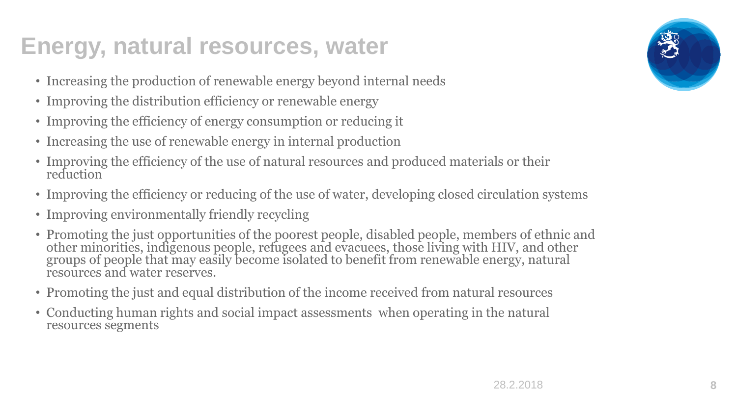# Energy, natural resources, water

- Increasing the production of renewable energy beyond internal needs
- Improving the distribution efficiency or renewable energy
- Improving the efficiency of energy consumption or reducing it
- Increasing the use of renewable energy in internal production
- Improving the efficiency of the use of natural resources and produced materials or their reduction
- Improving the efficiency or reducing of the use of water, developing closed circulation systems
- Improving environmentally friendly recycling
- Promoting the just opportunities of the poorest people, disabled people, members of ethnic and other minorities, indigenous people, refugees and evacuees, those living with HIV, and other groups of people that may easily become isolated to benefit from renewable energy, natural resources and water reserves.
- Promoting the just and equal distribution of the income received from natural resources
- Conducting human rights and social impact assessments when operating in the natural resources segments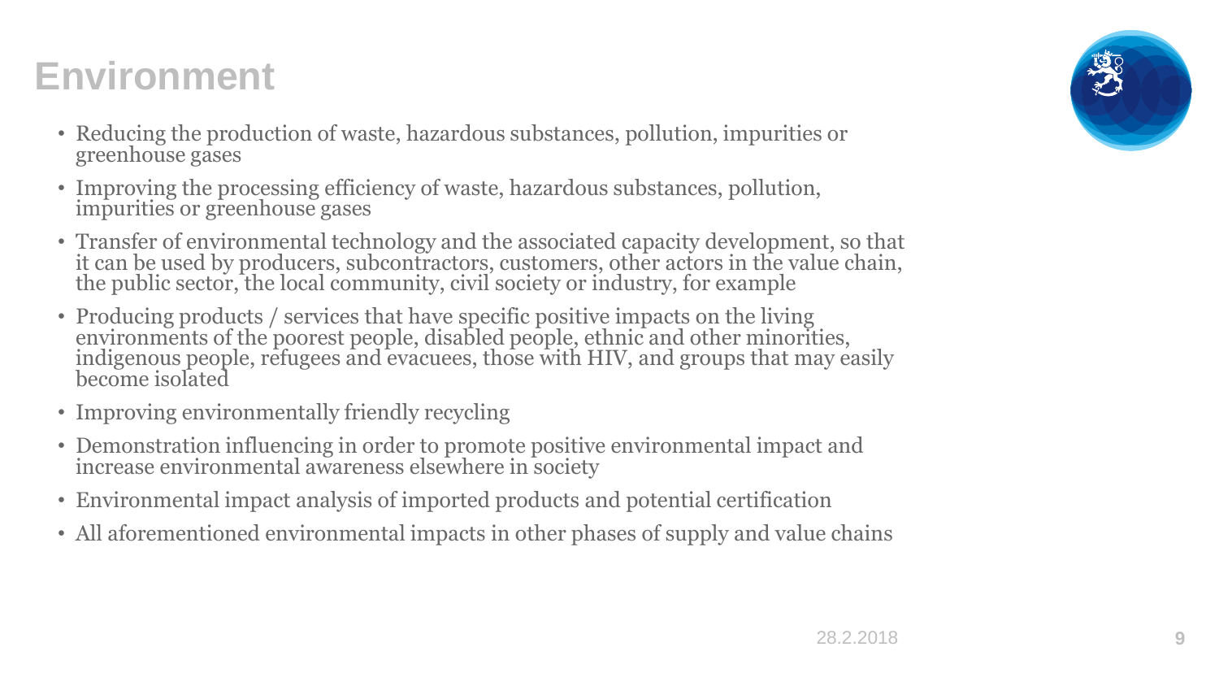# Environment

- Reducing the production of waste, hazardous substances, pollution, impurities or greenhouse gases
- Improving the processing efficiency of waste, hazardous substances, pollution, impurities or greenhouse gases
- Transfer of environmental technology and the associated capacity development, so that it can be used by producers, subcontractors, customers, other actors in the value chain, the public sector, the local community, civil society or industry, for example
- Producing products / services that have specific positive impacts on the living environments of the poorest people, disabled people, ethnic and other minorities, indigenous people, refugees and evacuees, those with HIV, and groups that may easily become isolated
- Improving environmentally friendly recycling
- Demonstration influencing in order to promote positive environmental impact and increase environmental awareness elsewhere in society
- Environmental impact analysis of imported products and potential certification
- All aforementioned environmental impacts in other phases of supply and value chains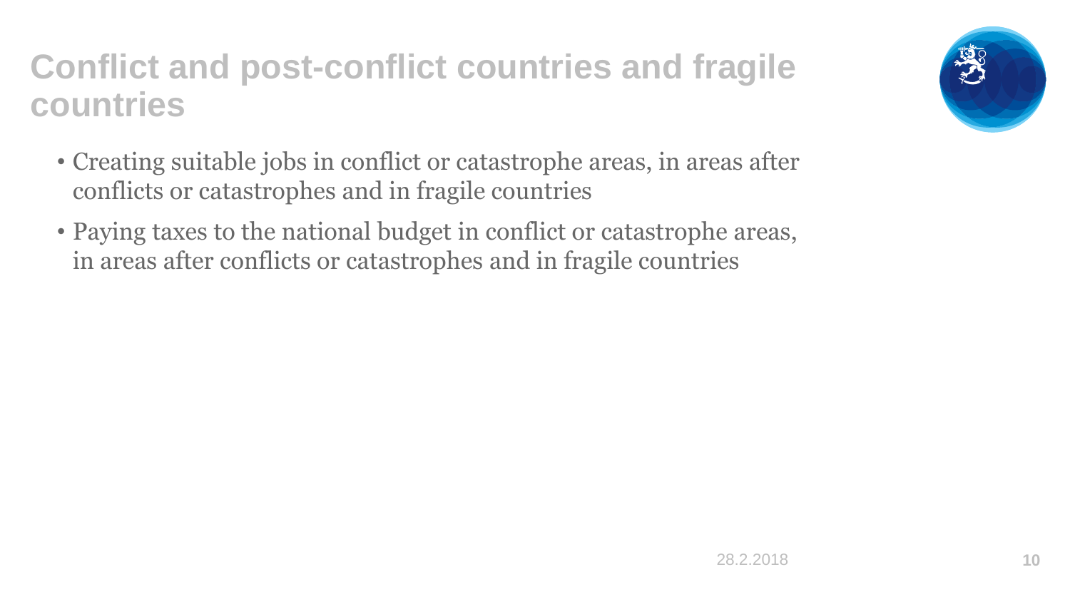# Conflict and post-conflict countries and fragile countries

- Creating suitable jobs in conflict or catastrophe areas, in areas after conflicts or catastrophes and in fragile countries
- Paying taxes to the national budget in conflict or catastrophe areas, in areas after conflicts or catastrophes and in fragile countries